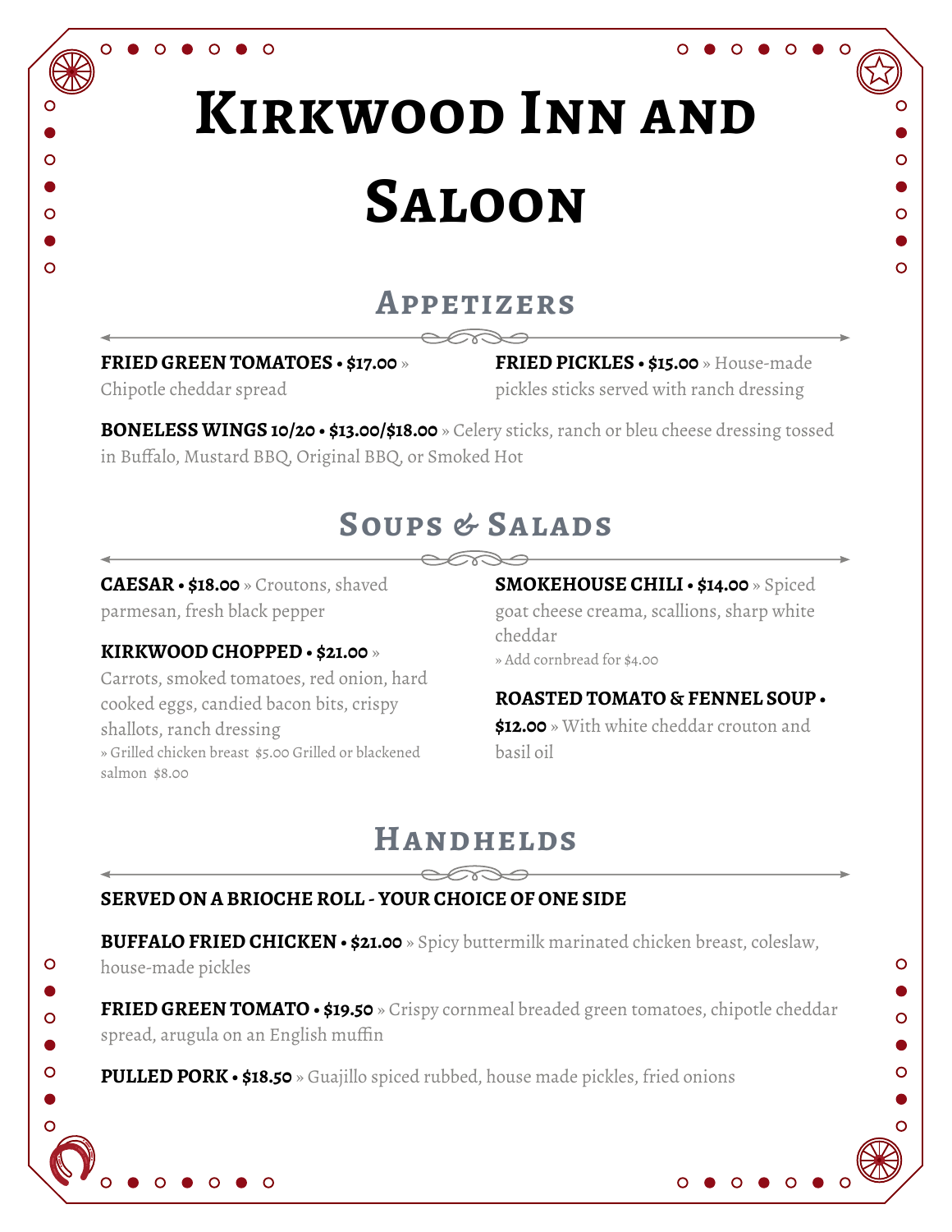# Kirkwood Inn and Saloon

## Appetizers

**FRIED GREEN TOMATOES • $17.00** » Chipotle cheddar spread

**FRIED PICKLES • $15.00** » House-made pickles sticks served with ranch dressing

**BONELESS WINGS 10/20 • $13.00/$18.00** » Celery sticks, ranch or bleu cheese dressing tossed in Buffalo, Mustard BBQ, Original BBQ, or Smoked Hot

## Soups & Salads

**CAESAR • $18.00** » Croutons, shaved parmesan, fresh black pepper

**KIRKWOOD CHOPPED • $21.00** » Carrots, smoked tomatoes, red onion, hard cooked eggs, candied bacon bits, crispy shallots, ranch dressing
» Grilled chicken breast $5.00 Grilled or blackened salmon $8.00

**SMOKEHOUSE CHILI • $14.00** » Spiced goat cheese creama, scallions, sharp white cheddar
» Add cornbread for $4.00

**ROASTED TOMATO & FENNEL SOUP • $12.00** » With white cheddar crouton and basil oil

## Handhelds

**SERVED ON A BRIOCHE ROLL - YOUR CHOICE OF ONE SIDE**

**BUFFALO FRIED CHICKEN • $21.00** » Spicy buttermilk marinated chicken breast, coleslaw, house-made pickles

**FRIED GREEN TOMATO • $19.50** » Crispy cornmeal breaded green tomatoes, chipotle cheddar spread, arugula on an English muffin

**PULLED PORK • $18.50** » Guajillo spiced rubbed, house made pickles, fried onions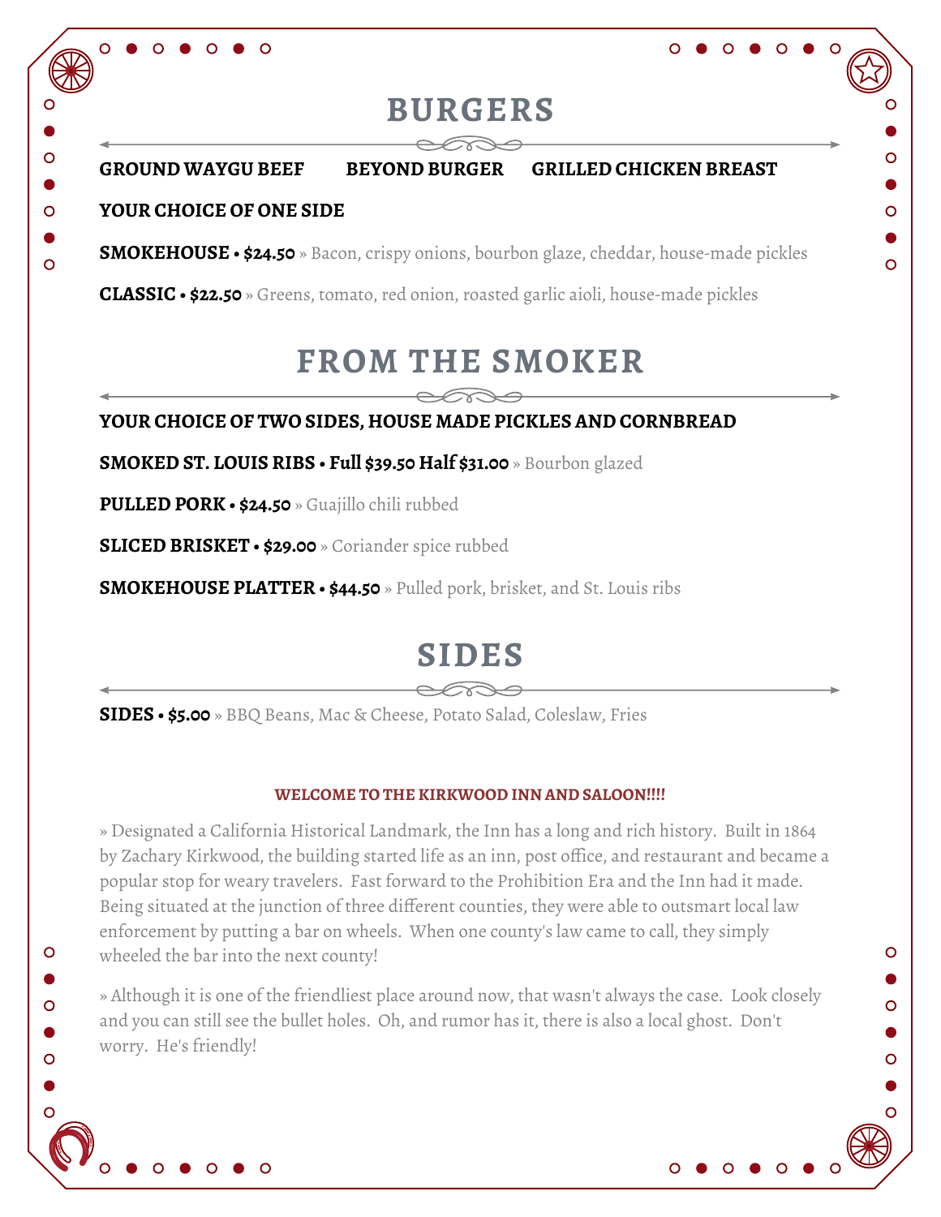## BURGERS

**GROUND WAYGU BEEF** **BEYOND BURGER** **GRILLED CHICKEN BREAST**

**YOUR CHOICE OF ONE SIDE**

**SMOKEHOUSE • $24.50** » Bacon, crispy onions, bourbon glaze, cheddar, house-made pickles

**CLASSIC • $22.50** » Greens, tomato, red onion, roasted garlic aioli, house-made pickles

## FROM THE SMOKER

**YOUR CHOICE OF TWO SIDES, HOUSE MADE PICKLES AND CORNBREAD**

**SMOKED ST. LOUIS RIBS • Full $39.50 Half $31.00** » Bourbon glazed

**PULLED PORK • $24.50** » Guajillo chili rubbed

**SLICED BRISKET • $29.00** » Coriander spice rubbed

**SMOKEHOUSE PLATTER • $44.50** » Pulled pork, brisket, and St. Louis ribs

## SIDES

**SIDES • $5.00** » BBQ Beans, Mac & Cheese, Potato Salad, Coleslaw, Fries

**WELCOME TO THE KIRKWOOD INN AND SALOON!!!!**

» Designated a California Historical Landmark, the Inn has a long and rich history. Built in 1864 by Zachary Kirkwood, the building started life as an inn, post office, and restaurant and became a popular stop for weary travelers. Fast forward to the Prohibition Era and the Inn had it made. Being situated at the junction of three different counties, they were able to outsmart local law enforcement by putting a bar on wheels. When one county's law came to call, they simply wheeled the bar into the next county!

» Although it is one of the friendliest place around now, that wasn't always the case. Look closely and you can still see the bullet holes. Oh, and rumor has it, there is also a local ghost. Don't worry. He's friendly!